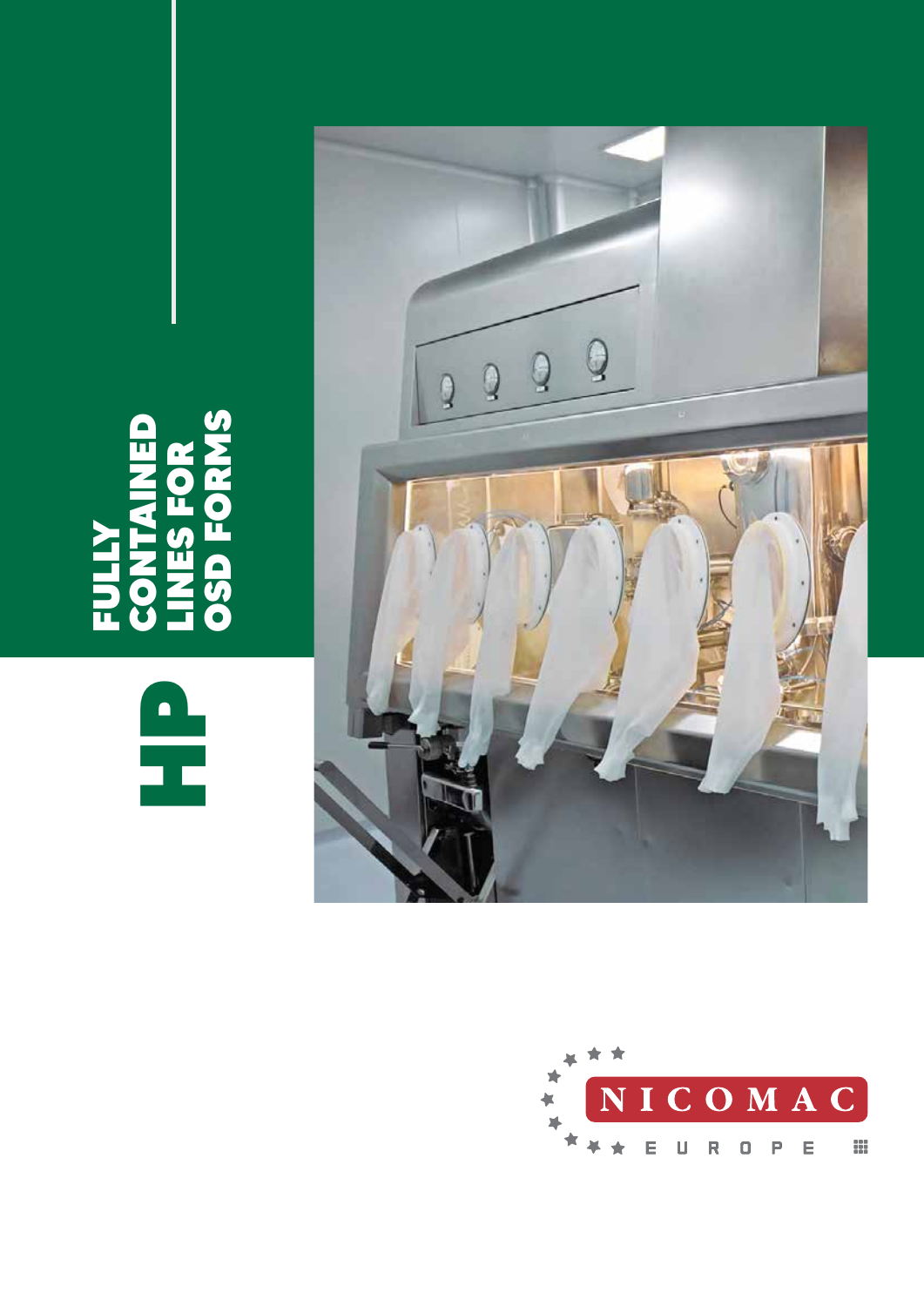# FULLY CONTAINED LINES FOR OSD FORMS

## HP

NICOMAC EUROPE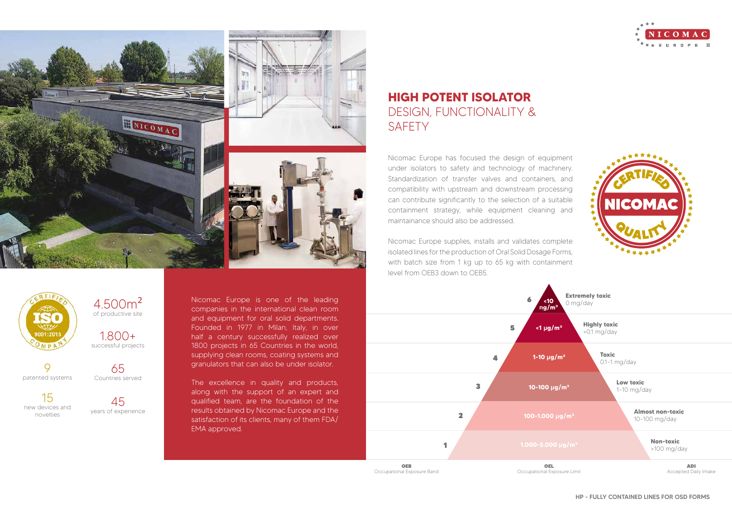## HIGH POTENT ISOLATOR
## DESIGN, FUNCTIONALITY & SAFETY

Nicomac Europe has focused the design of equipment under isolators to safety and technology of machinery. Standardization of transfer valves and containers, and compatibility with upstream and downstream processing can contribute significantly to the selection of a suitable containment strategy, while equipment cleaning and maintainance should also be addressed.

Nicomac Europe supplies, installs and validates complete isolated lines for the production of Oral Solid Dosage Forms, with batch size from 1 kg up to 65 kg with containment level from OEB3 down to OEB5.

4.500m² of productive site

1.800+ successful projects

9 patented systems

65 Countries served

15 new devices and novelties

45 years of experience

Nicomac Europe is one of the leading companies in the international clean room and equipment for oral solid departments. Founded in 1977 in Milan, Italy, in over half a century successfully realized over 1800 projects in 65 Countries in the world, supplying clean rooms, coating systems and granulators that can also be under isolator.

The excellence in quality and products, along with the support of an expert and qualified team, are the foundation of the results obtained by Nicomac Europe and the satisfaction of its clients, many of them FDA/EMA approved.

| OEB (Occupational Exposure Band) | OEL (Occupational Exposure Limit) | ADI (Accepted Daily Intake) |
|---|---|---|
| 6 | <10 ng/m³ | Extremely toxic 0 mg/day |
| 5 | <1 µg/m³ | Highly toxic <0.1 mg/day |
| 4 | 1-10 µg/m³ | Toxic 0.1-1 mg/day |
| 3 | 10-100 µg/m³ | Low toxic 1-10 mg/day |
| 2 | 100-1.000 µg/m³ | Almost non-toxic 10-100 mg/day |
| 1 | 1.000-5.000 µg/m³ | Non-toxic >100 mg/day |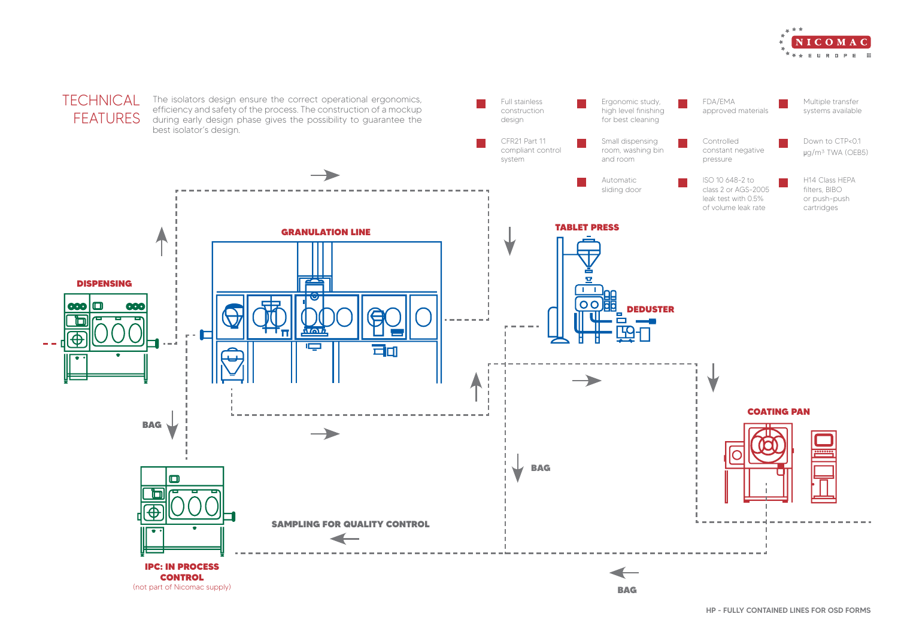# TECHNICAL FEATURES

The isolators design ensure the correct operational ergonomics, efficiency and safety of the process. The construction of a mockup during early design phase gives the possibility to guarantee the best isolator's design.

- Full stainless construction design
- Ergonomic study, high level finishing for best cleaning
- FDA/EMA approved materials
- Multiple transfer systems available
- CFR21 Part 11 compliant control system
- Small dispensing room, washing bin and room
- Controlled constant negative pressure
- Down to CTP<0.1 µg/m³ TWA (OEB5)
- Automatic sliding door
- ISO 10 648-2 to class 2 or AGS-2005 leak test with 0.5% of volume leak rate
- H14 Class HEPA filters, BIBO or push-push cartridges

**GRANULATION LINE**

**TABLET PRESS**

**DEDUSTER**

**DISPENSING**

**BAG**

**COATING PAN**

**BAG**

**SAMPLING FOR QUALITY CONTROL**

**IPC: IN PROCESS CONTROL**
(not part of Nicomac supply)

**BAG**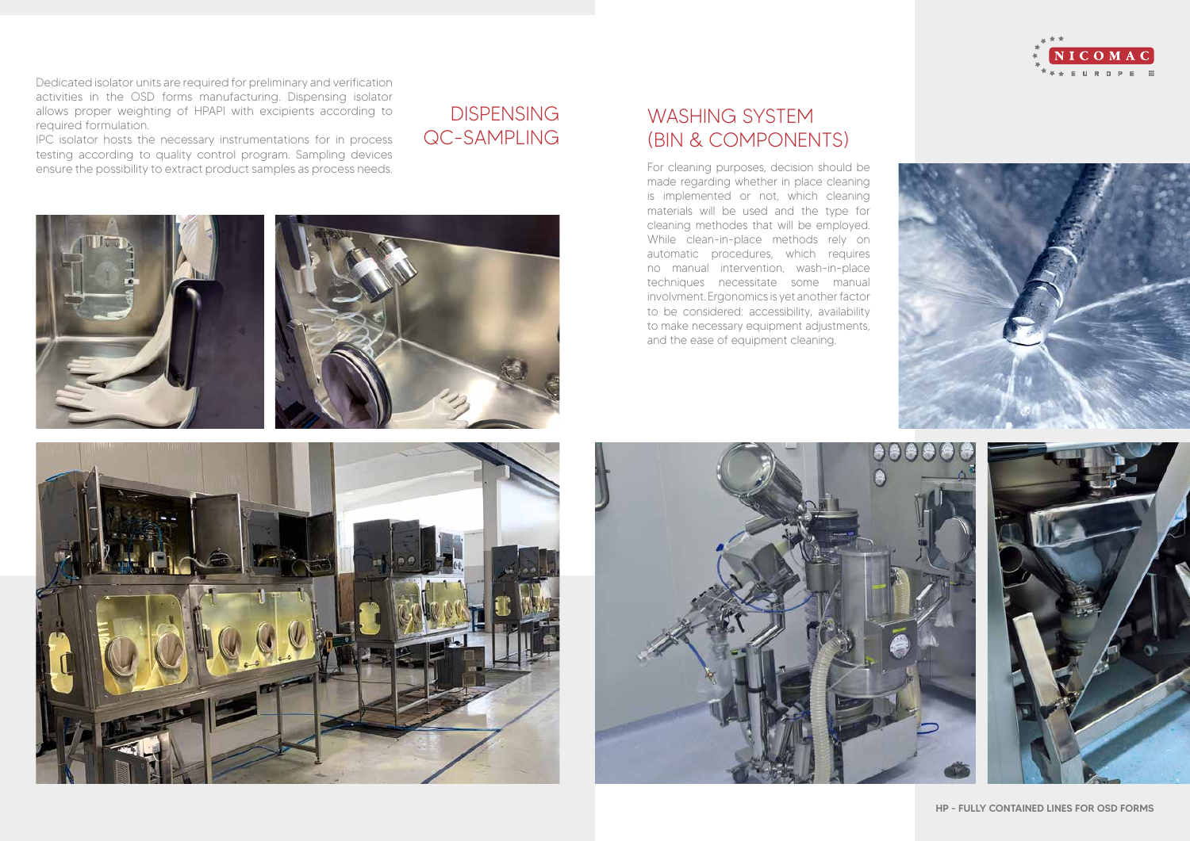## DISPENSING QC-SAMPLING

Dedicated isolator units are required for preliminary and verification activities in the OSD forms manufacturing. Dispensing isolator allows proper weighting of HPAPI with excipients according to required formulation.
IPC isolator hosts the necessary instrumentations for in process testing according to quality control program. Sampling devices ensure the possibility to extract product samples as process needs.

## WASHING SYSTEM (BIN & COMPONENTS)

For cleaning purposes, decision should be made regarding whether in place cleaning is implemented or not, which cleaning materials will be used and the type for cleaning methodes that will be employed. While clean-in-place methods rely on automatic procedures, which requires no manual intervention, wash-in-place techniques necessitate some manual involvment. Ergonomics is yet another factor to be considered: accessibility, availability to make necessary equipment adjustments, and the ease of equipment cleaning.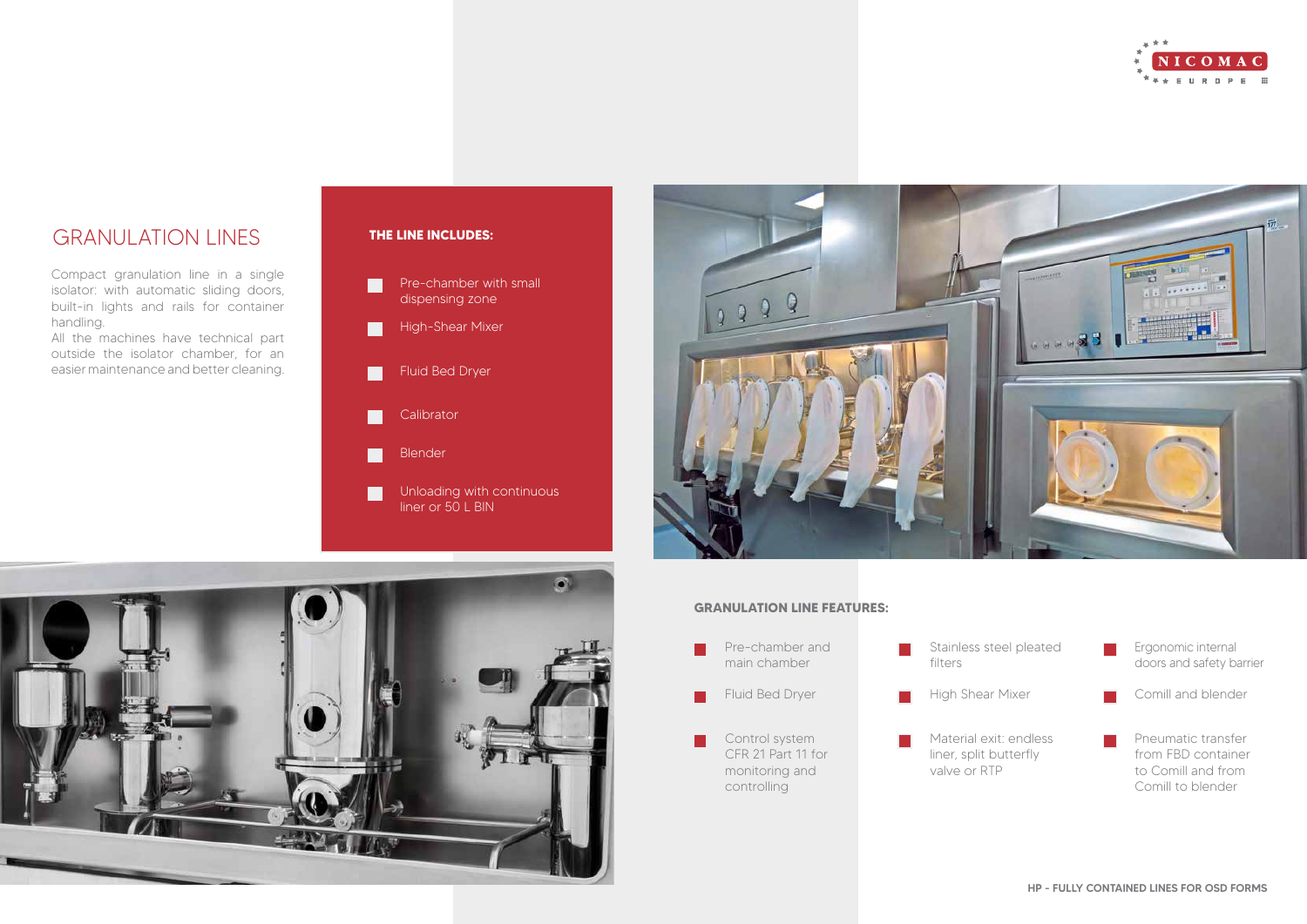# GRANULATION LINES

Compact granulation line in a single isolator: with automatic sliding doors, built-in lights and rails for container handling.
All the machines have technical part outside the isolator chamber, for an easier maintenance and better cleaning.

**THE LINE INCLUDES:**

- Pre-chamber with small dispensing zone
- High-Shear Mixer
- Fluid Bed Dryer
- Calibrator
- Blender
- Unloading with continuous liner or 50 L BIN

**GRANULATION LINE FEATURES:**

- Pre-chamber and main chamber
- Fluid Bed Dryer
- Control system CFR 21 Part 11 for monitoring and controlling
- Stainless steel pleated filters
- High Shear Mixer
- Material exit: endless liner, split butterfly valve or RTP
- Ergonomic internal doors and safety barrier
- Comill and blender
- Pneumatic transfer from FBD container to Comill and from Comill to blender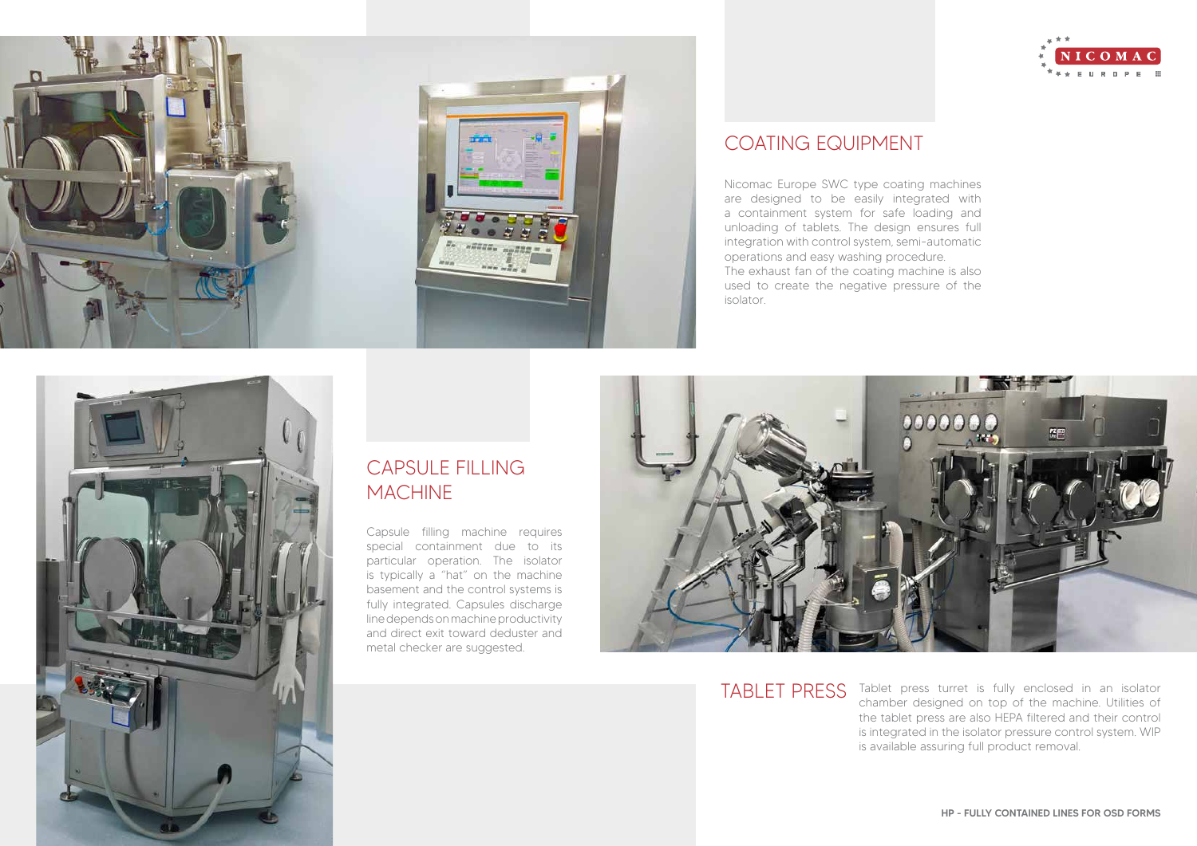## COATING EQUIPMENT

Nicomac Europe SWC type coating machines are designed to be easily integrated with a containment system for safe loading and unloading of tablets. The design ensures full integration with control system, semi-automatic operations and easy washing procedure.
The exhaust fan of the coating machine is also used to create the negative pressure of the isolator.

## CAPSULE FILLING MACHINE

Capsule filling machine requires special containment due to its particular operation. The isolator is typically a "hat" on the machine basement and the control systems is fully integrated. Capsules discharge line depends on machine productivity and direct exit toward deduster and metal checker are suggested.

## TABLET PRESS

Tablet press turret is fully enclosed in an isolator chamber designed on top of the machine. Utilities of the tablet press are also HEPA filtered and their control is integrated in the isolator pressure control system. WIP is available assuring full product removal.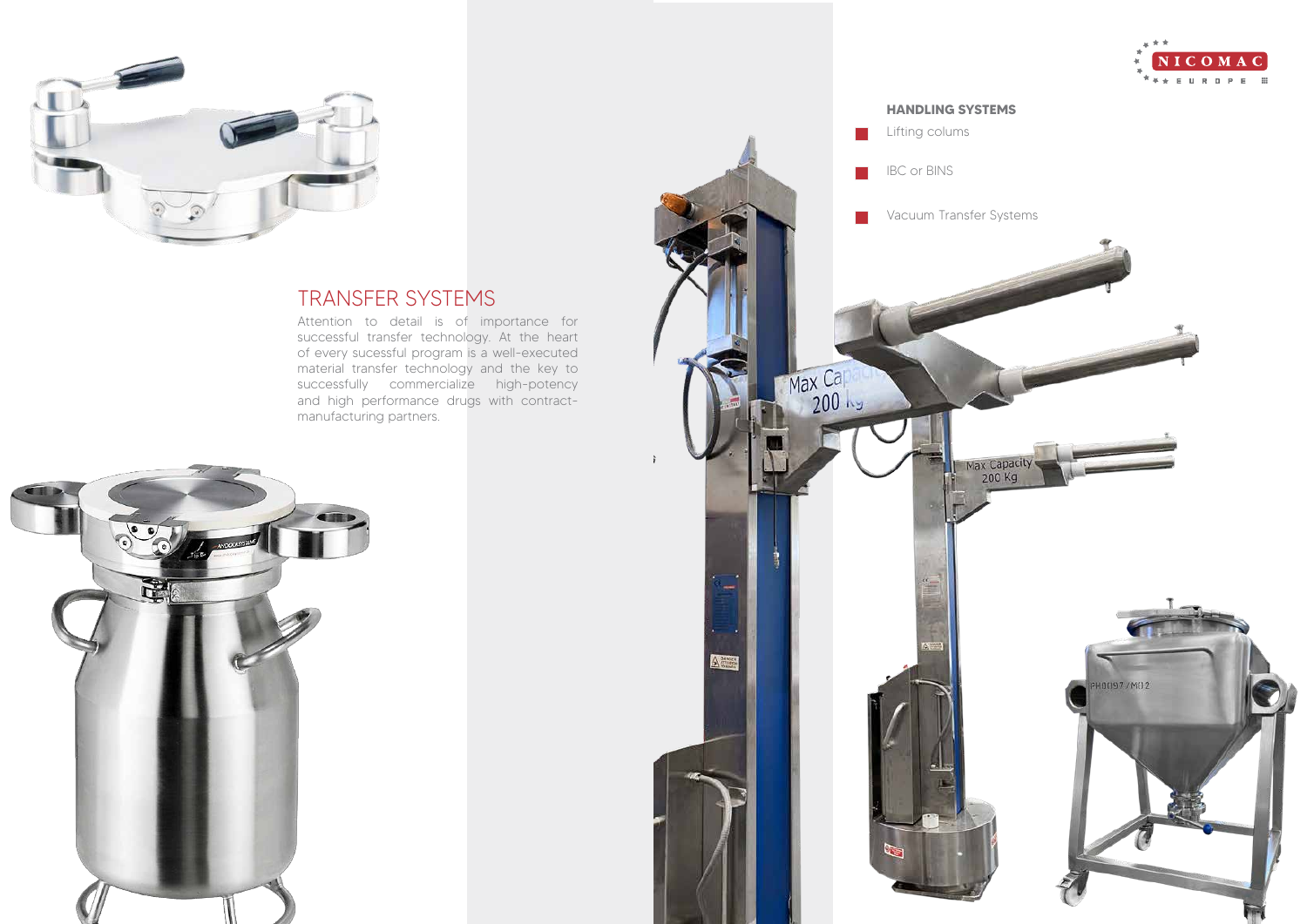## HANDLING SYSTEMS

- Lifting colums
- IBC or BINS
- Vacuum Transfer Systems

## TRANSFER SYSTEMS

Attention to detail is of importance for successful transfer technology. At the heart of every sucessful program is a well-executed material transfer technology and the key to successfully commercialize high-potency and high performance drugs with contract-manufacturing partners.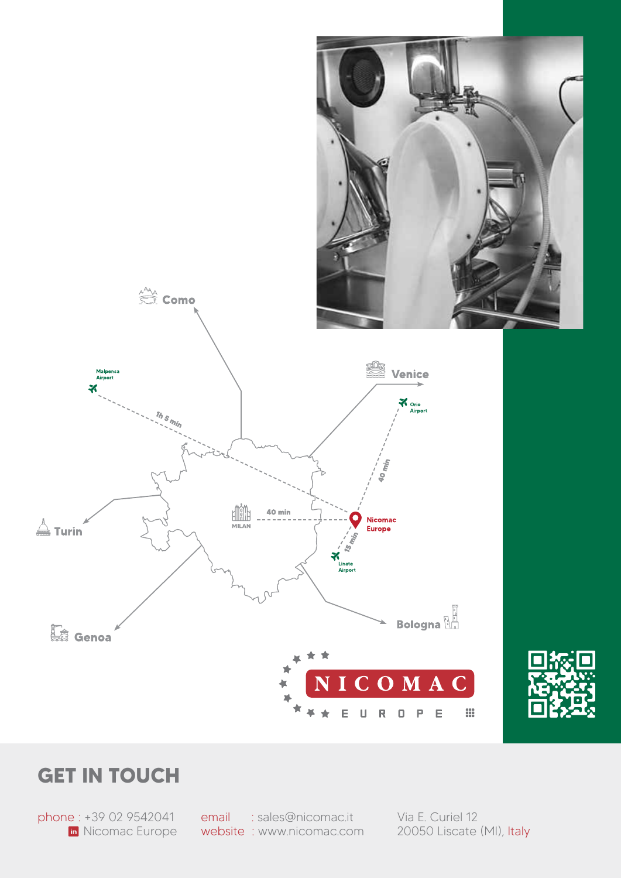Como

Malpensa Airport

1h 5 min

Venice

Orio Airport

40 min

MILAN

40 min

Nicomac Europe

Turin

15 min

Linate Airport

Genoa

Bologna

NICOMAC

EUROPE

## GET IN TOUCH

phone : +39 02 9542041
Nicomac Europe

email : sales@nicomac.it
website : www.nicomac.com

Via E. Curiel 12
20050 Liscate (MI), Italy